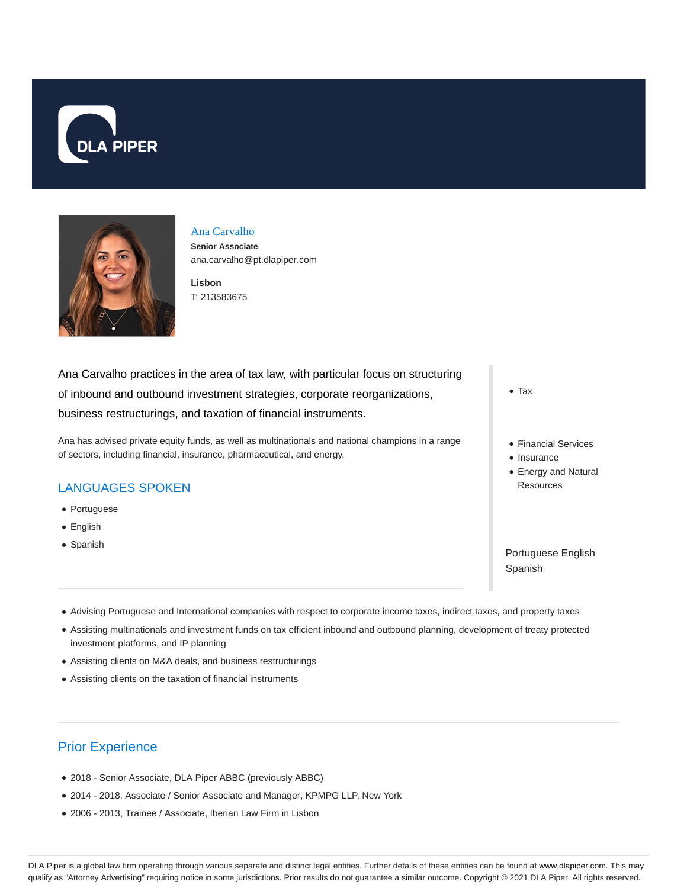DLA PIPER

# Ana Carvalho

**Senior Associate**

ana.carvalho@pt.dlapiper.com

**Lisbon**

T: 213583675

Ana Carvalho practices in the area of tax law, with particular focus on structuring of inbound and outbound investment strategies, corporate reorganizations, business restructurings, and taxation of financial instruments.

Ana has advised private equity funds, as well as multinationals and national champions in a range of sectors, including financial, insurance, pharmaceutical, and energy.

- Tax

- Financial Services
- Insurance
- Energy and Natural Resources

Portuguese English Spanish

## LANGUAGES SPOKEN

- Portuguese
- English
- Spanish

- Advising Portuguese and International companies with respect to corporate income taxes, indirect taxes, and property taxes
- Assisting multinationals and investment funds on tax efficient inbound and outbound planning, development of treaty protected investment platforms, and IP planning
- Assisting clients on M&A deals, and business restructurings
- Assisting clients on the taxation of financial instruments

## Prior Experience

- 2018 - Senior Associate, DLA Piper ABBC (previously ABBC)
- 2014 - 2018, Associate / Senior Associate and Manager, KPMPG LLP, New York
- 2006 - 2013, Trainee / Associate, Iberian Law Firm in Lisbon

DLA Piper is a global law firm operating through various separate and distinct legal entities. Further details of these entities can be found at www.dlapiper.com. This may qualify as "Attorney Advertising" requiring notice in some jurisdictions. Prior results do not guarantee a similar outcome. Copyright © 2021 DLA Piper. All rights reserved.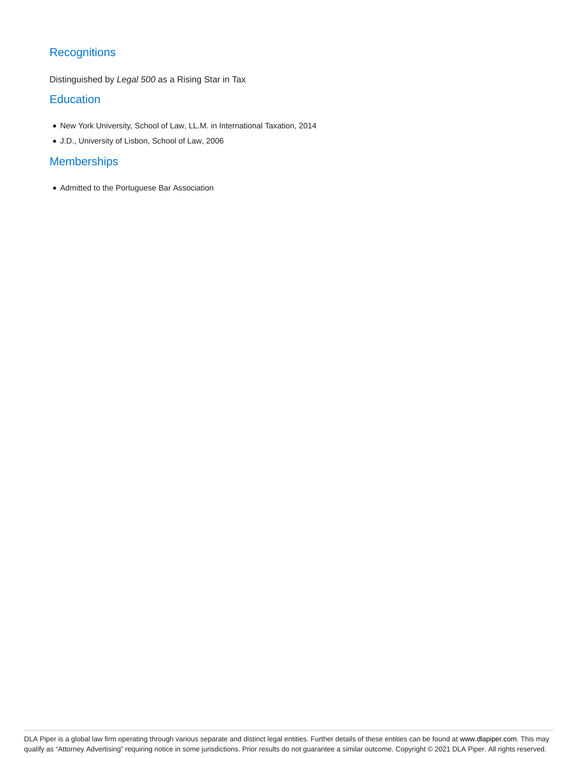## Recognitions

Distinguished by *Legal 500* as a Rising Star in Tax

## Education

- New York University, School of Law, LL.M. in International Taxation, 2014
- J.D., University of Lisbon, School of Law, 2006

## Memberships

- Admitted to the Portuguese Bar Association

DLA Piper is a global law firm operating through various separate and distinct legal entities. Further details of these entities can be found at www.dlapiper.com. This may qualify as "Attorney Advertising" requiring notice in some jurisdictions. Prior results do not guarantee a similar outcome. Copyright © 2021 DLA Piper. All rights reserved.